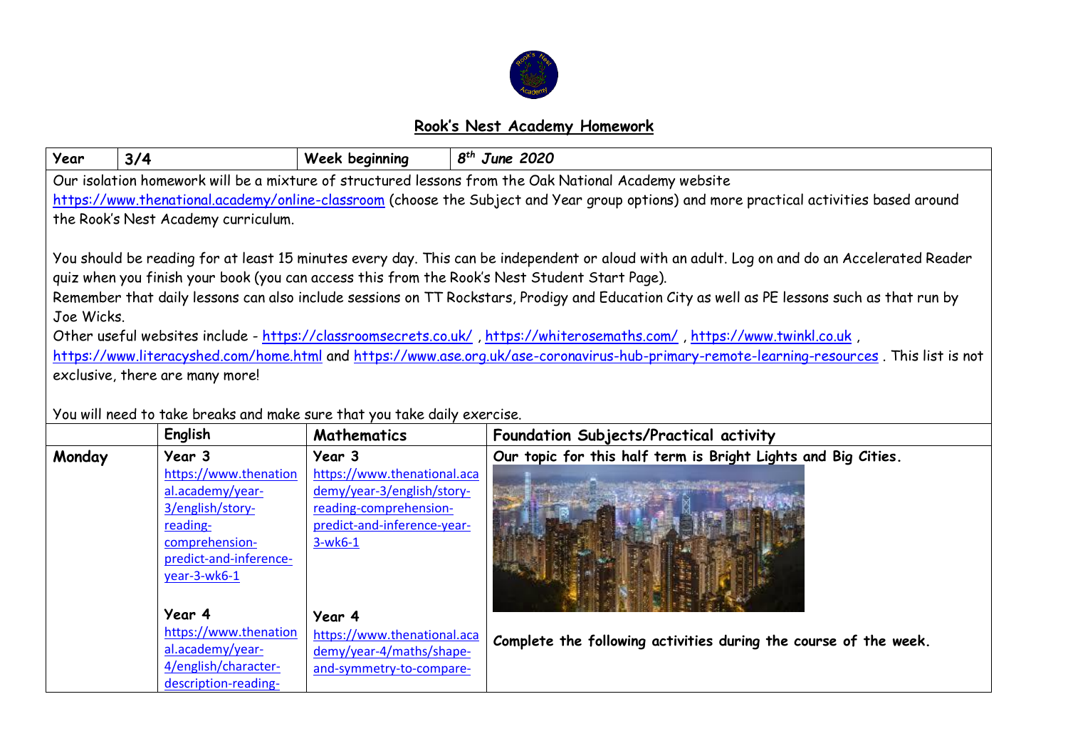## Rook's Nest Academy Homework

| Year | 3/4 | Week beginning | 8th June 2020 |
|---|---|---|---|

Our isolation homework will be a mixture of structured lessons from the Oak National Academy website https://www.thenational.academy/online-classroom (choose the Subject and Year group options) and more practical activities based around the Rook's Nest Academy curriculum.

You should be reading for at least 15 minutes every day. This can be independent or aloud with an adult. Log on and do an Accelerated Reader quiz when you finish your book (you can access this from the Rook's Nest Student Start Page).
Remember that daily lessons can also include sessions on TT Rockstars, Prodigy and Education City as well as PE lessons such as that run by Joe Wicks.
Other useful websites include - https://classroomsecrets.co.uk/ , https://whiterosemaths.com/ , https://www.twinkl.co.uk , https://www.literacyshed.com/home.html and https://www.ase.org.uk/ase-coronavirus-hub-primary-remote-learning-resources . This list is not exclusive, there are many more!

You will need to take breaks and make sure that you take daily exercise.

| | English | Mathematics | Foundation Subjects/Practical activity |
|---|---|---|---|
| **Monday** | **Year 3** https://www.thenational.academy/year-3/english/story-reading-comprehension-predict-and-inference-year-3-wk6-1 <br><br> **Year 4** https://www.thenational.academy/year-4/english/character-description-reading- | **Year 3** https://www.thenational.academy/year-3/english/story-reading-comprehension-predict-and-inference-year-3-wk6-1 <br><br> **Year 4** https://www.thenational.academy/year-4/maths/shape-and-symmetry-to-compare- | **Our topic for this half term is Bright Lights and Big Cities.** <br><br> **Complete the following activities during the course of the week.** |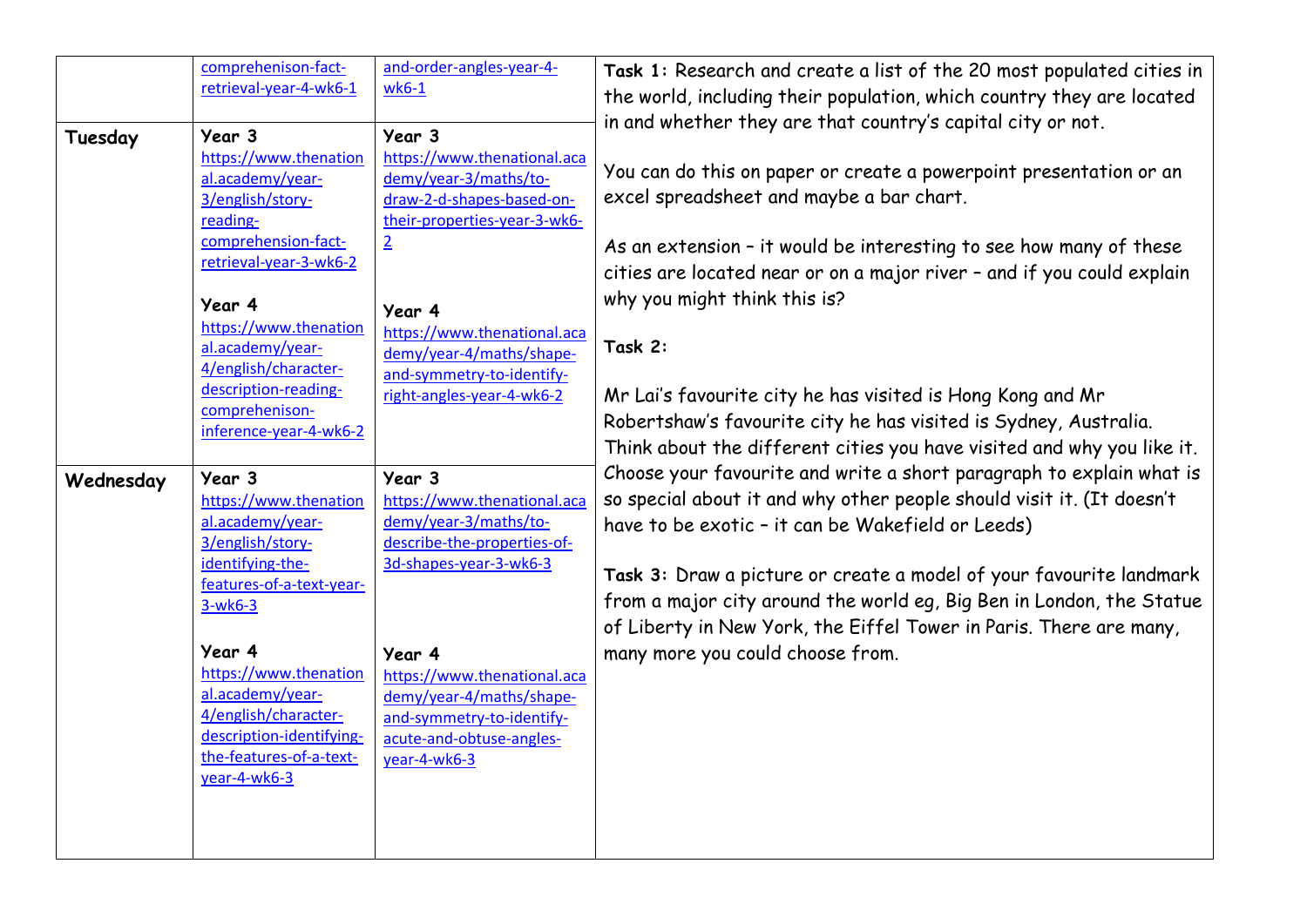| | | | |
|---|---|---|---|
| | comprehenison-fact-retrieval-year-4-wk6-1 | and-order-angles-year-4-wk6-1 | **Task 1:** Research and create a list of the 20 most populated cities in the world, including their population, which country they are located in and whether they are that country's capital city or not.<br><br>You can do this on paper or create a powerpoint presentation or an excel spreadsheet and maybe a bar chart.<br><br>As an extension – it would be interesting to see how many of these cities are located near or on a major river – and if you could explain why you might think this is?<br><br>**Task 2:**<br><br>Mr Lai's favourite city he has visited is Hong Kong and Mr Robertshaw's favourite city he has visited is Sydney, Australia. Think about the different cities you have visited and why you like it. Choose your favourite and write a short paragraph to explain what is so special about it and why other people should visit it. (It doesn't have to be exotic – it can be Wakefield or Leeds)<br><br>**Task 3:** Draw a picture or create a model of your favourite landmark from a major city around the world eg, Big Ben in London, the Statue of Liberty in New York, the Eiffel Tower in Paris. There are many, many more you could choose from. |
| **Tuesday** | **Year 3**<br>https://www.thenational.academy/year-3/english/story-reading-comprehenison-fact-retrieval-year-3-wk6-2<br><br>**Year 4**<br>https://www.thenational.academy/year-4/english/character-description-reading-comprehenison-inference-year-4-wk6-2 | **Year 3**<br>https://www.thenational.academy/year-3/maths/to-draw-2-d-shapes-based-on-their-properties-year-3-wk6-2<br><br>**Year 4**<br>https://www.thenational.academy/year-4/maths/shape-and-symmetry-to-identify-right-angles-year-4-wk6-2 | |
| **Wednesday** | **Year 3**<br>https://www.thenational.academy/year-3/english/story-identifying-the-features-of-a-text-year-3-wk6-3<br><br>**Year 4**<br>https://www.thenational.academy/year-4/english/character-description-identifying-the-features-of-a-text-year-4-wk6-3 | **Year 3**<br>https://www.thenational.academy/year-3/maths/to-describe-the-properties-of-3d-shapes-year-3-wk6-3<br><br>**Year 4**<br>https://www.thenational.academy/year-4/maths/shape-and-symmetry-to-identify-acute-and-obtuse-angles-year-4-wk6-3 | |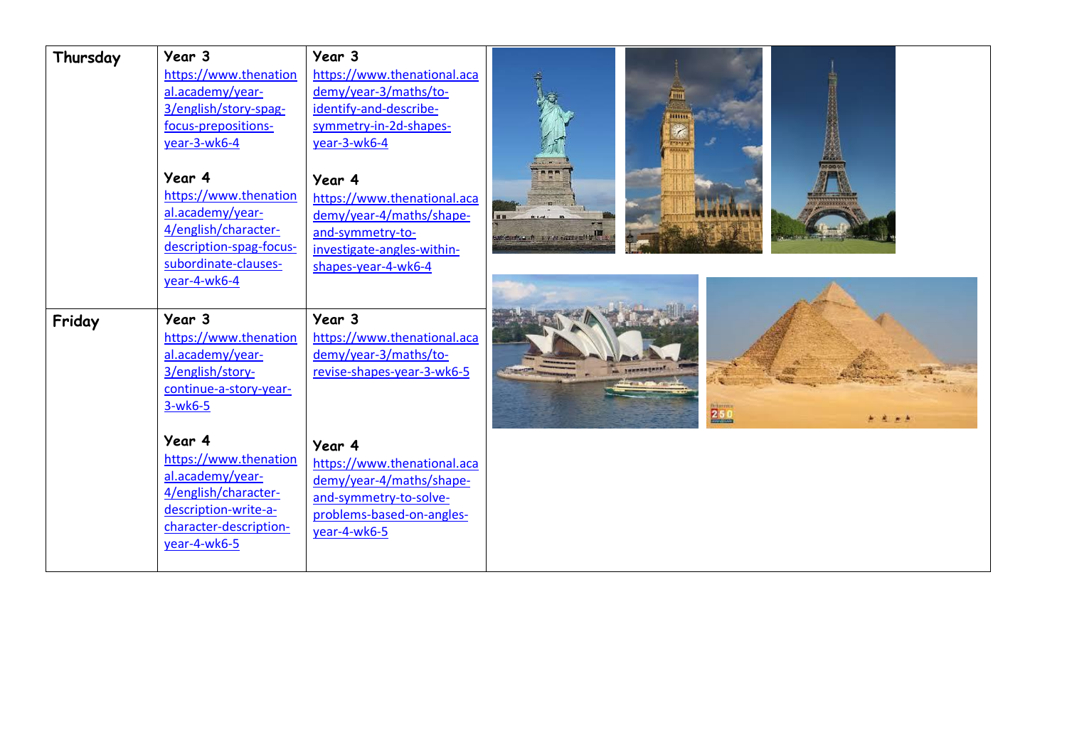| | | | |
|---|---|---|---|
| Thursday | Year 3 https://www.thenational.academy/year-3/english/story-spag-focus-prepositions-year-3-wk6-4<br><br>Year 4 https://www.thenational.academy/year-4/english/character-description-spag-focus-subordinate-clauses-year-4-wk6-4 | Year 3 https://www.thenational.academy/year-3/maths/to-identify-and-describe-symmetry-in-2d-shapes-year-3-wk6-4<br><br>Year 4 https://www.thenational.academy/year-4/maths/shape-and-symmetry-to-investigate-angles-within-shapes-year-4-wk6-4 | |
| Friday | Year 3 https://www.thenational.academy/year-3/english/story-continue-a-story-year-3-wk6-5<br><br>Year 4 https://www.thenational.academy/year-4/english/character-description-write-a-character-description-year-4-wk6-5 | Year 3 https://www.thenational.academy/year-3/maths/to-revise-shapes-year-3-wk6-5<br><br>Year 4 https://www.thenational.academy/year-4/maths/shape-and-symmetry-to-solve-problems-based-on-angles-year-4-wk6-5 | |